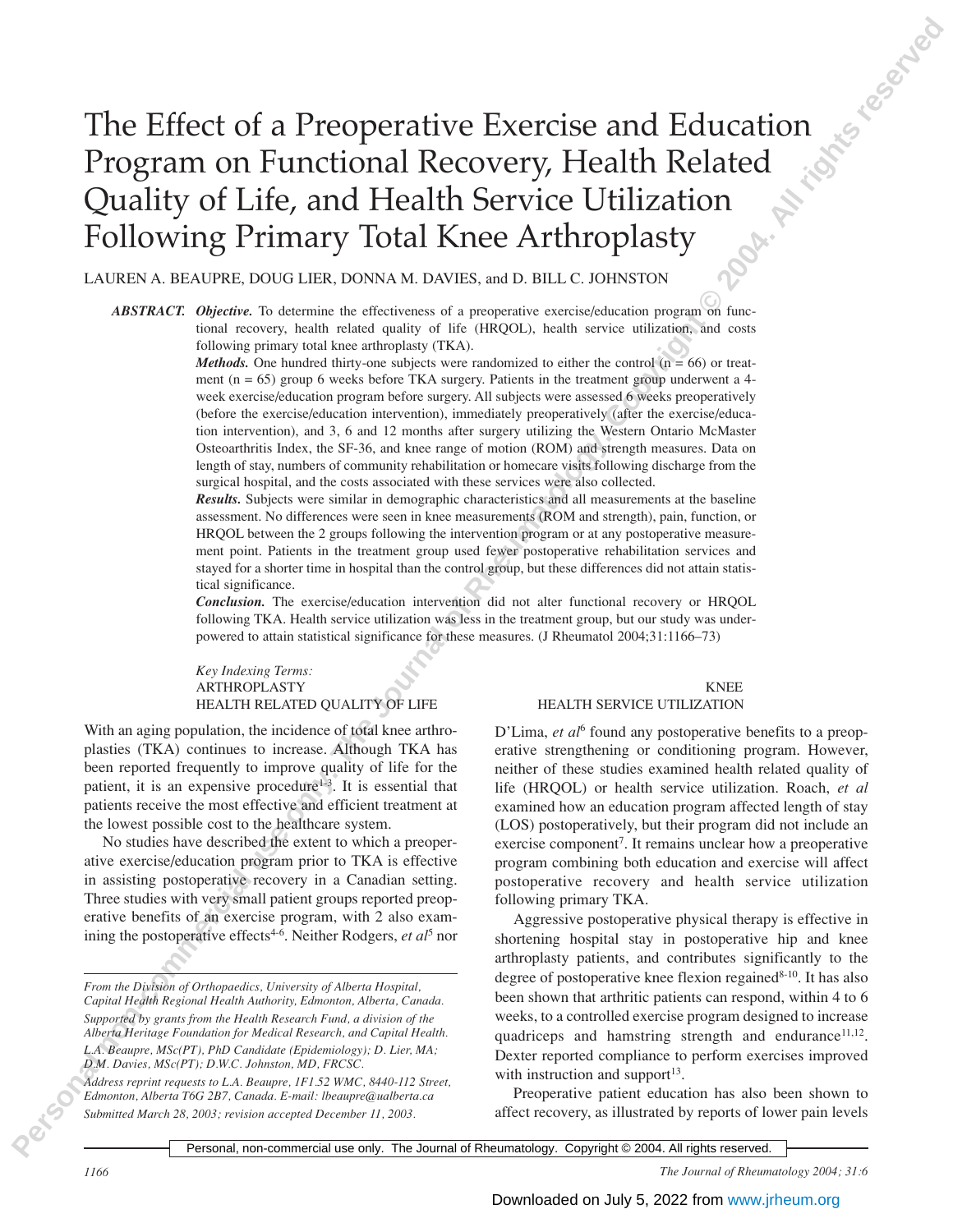# The Effect of a Preoperative Exercise and Education Program on Functional Recovery, Health Related Quality of Life, and Health Service Utilization Following Primary Total Knee Arthroplasty

LAUREN A. BEAUPRE, DOUG LIER, DONNA M. DAVIES, and D. BILL C. JOHNSTON

**ABSTRACT.** ***Objective.*** To determine the effectiveness of a preoperative exercise/education program on functional recovery, health related quality of life (HRQOL), health service utilization, and costs following primary total knee arthroplasty (TKA).

***Methods.*** One hundred thirty-one subjects were randomized to either the control (n = 66) or treatment (n = 65) group 6 weeks before TKA surgery. Patients in the treatment group underwent a 4-week exercise/education program before surgery. All subjects were assessed 6 weeks preoperatively (before the exercise/education intervention), immediately preoperatively (after the exercise/education intervention), and 3, 6 and 12 months after surgery utilizing the Western Ontario McMaster Osteoarthritis Index, the SF-36, and knee range of motion (ROM) and strength measures. Data on length of stay, numbers of community rehabilitation or homecare visits following discharge from the surgical hospital, and the costs associated with these services were also collected.

***Results.*** Subjects were similar in demographic characteristics and all measurements at the baseline assessment. No differences were seen in knee measurements (ROM and strength), pain, function, or HRQOL between the 2 groups following the intervention program or at any postoperative measurement point. Patients in the treatment group used fewer postoperative rehabilitation services and stayed for a shorter time in hospital than the control group, but these differences did not attain statistical significance.

***Conclusion.*** The exercise/education intervention did not alter functional recovery or HRQOL following TKA. Health service utilization was less in the treatment group, but our study was underpowered to attain statistical significance for these measures. (J Rheumatol 2004;31:1166–73)

*Key Indexing Terms:*
ARTHROPLASTY
KNEE
HEALTH RELATED QUALITY OF LIFE
HEALTH SERVICE UTILIZATION

With an aging population, the incidence of total knee arthroplasties (TKA) continues to increase. Although TKA has been reported frequently to improve quality of life for the patient, it is an expensive procedure[1-3]. It is essential that patients receive the most effective and efficient treatment at the lowest possible cost to the healthcare system.

No studies have described the extent to which a preoperative exercise/education program prior to TKA is effective in assisting postoperative recovery in a Canadian setting. Three studies with very small patient groups reported preoperative benefits of an exercise program, with 2 also examining the postoperative effects[4-6]. Neither Rodgers, *et al*[5] nor D'Lima, *et al*[6] found any postoperative benefits to a preoperative strengthening or conditioning program. However, neither of these studies examined health related quality of life (HRQOL) or health service utilization. Roach, *et al* examined how an education program affected length of stay (LOS) postoperatively, but their program did not include an exercise component[7]. It remains unclear how a preoperative program combining both education and exercise will affect postoperative recovery and health service utilization following primary TKA.

Aggressive postoperative physical therapy is effective in shortening hospital stay in postoperative hip and knee arthroplasty patients, and contributes significantly to the degree of postoperative knee flexion regained[8-10]. It has also been shown that arthritic patients can respond, within 4 to 6 weeks, to a controlled exercise program designed to increase quadriceps and hamstring strength and endurance[11,12]. Dexter reported compliance to perform exercises improved with instruction and support[13].

Preoperative patient education has also been shown to affect recovery, as illustrated by reports of lower pain levels

*From the Division of Orthopaedics, University of Alberta Hospital, Capital Health Regional Health Authority, Edmonton, Alberta, Canada.*

*Supported by grants from the Health Research Fund, a division of the Alberta Heritage Foundation for Medical Research, and Capital Health.*

*L.A. Beaupre, MSc(PT), PhD Candidate (Epidemiology); D. Lier, MA; D.M. Davies, MSc(PT); D.W.C. Johnston, MD, FRCSC.*

*Address reprint requests to L.A. Beaupre, 1F1.52 WMC, 8440-112 Street, Edmonton, Alberta T6G 2B7, Canada. E-mail: lbeaupre@ualberta.ca*

*Submitted March 28, 2003; revision accepted December 11, 2003.*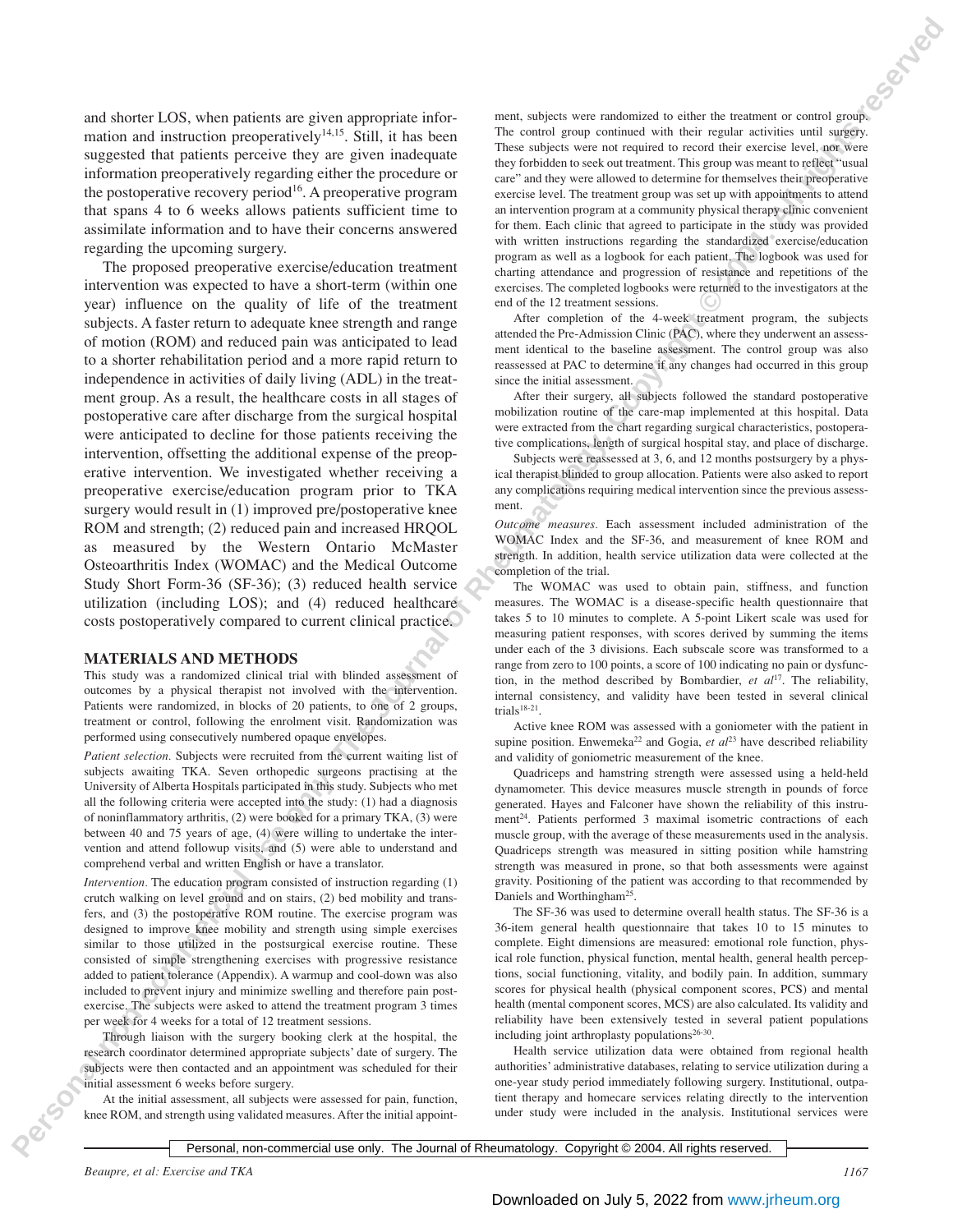and shorter LOS, when patients are given appropriate information and instruction preoperatively[14,15]. Still, it has been suggested that patients perceive they are given inadequate information preoperatively regarding either the procedure or the postoperative recovery period[16]. A preoperative program that spans 4 to 6 weeks allows patients sufficient time to assimilate information and to have their concerns answered regarding the upcoming surgery.

The proposed preoperative exercise/education treatment intervention was expected to have a short-term (within one year) influence on the quality of life of the treatment subjects. A faster return to adequate knee strength and range of motion (ROM) and reduced pain was anticipated to lead to a shorter rehabilitation period and a more rapid return to independence in activities of daily living (ADL) in the treatment group. As a result, the healthcare costs in all stages of postoperative care after discharge from the surgical hospital were anticipated to decline for those patients receiving the intervention, offsetting the additional expense of the preoperative intervention. We investigated whether receiving a preoperative exercise/education program prior to TKA surgery would result in (1) improved pre/postoperative knee ROM and strength; (2) reduced pain and increased HRQOL as measured by the Western Ontario McMaster Osteoarthritis Index (WOMAC) and the Medical Outcome Study Short Form-36 (SF-36); (3) reduced health service utilization (including LOS); and (4) reduced healthcare costs postoperatively compared to current clinical practice.

## MATERIALS AND METHODS

This study was a randomized clinical trial with blinded assessment of outcomes by a physical therapist not involved with the intervention. Patients were randomized, in blocks of 20 patients, to one of 2 groups, treatment or control, following the enrolment visit. Randomization was performed using consecutively numbered opaque envelopes.

*Patient selection.* Subjects were recruited from the current waiting list of subjects awaiting TKA. Seven orthopedic surgeons practising at the University of Alberta Hospitals participated in this study. Subjects who met all the following criteria were accepted into the study: (1) had a diagnosis of noninflammatory arthritis, (2) were booked for a primary TKA, (3) were between 40 and 75 years of age, (4) were willing to undertake the intervention and attend followup visits, and (5) were able to understand and comprehend verbal and written English or have a translator.

*Intervention.* The education program consisted of instruction regarding (1) crutch walking on level ground and on stairs, (2) bed mobility and transfers, and (3) the postoperative ROM routine. The exercise program was designed to improve knee mobility and strength using simple exercises similar to those utilized in the postsurgical exercise routine. These consisted of simple strengthening exercises with progressive resistance added to patient tolerance (Appendix). A warmup and cool-down was also included to prevent injury and minimize swelling and therefore pain postexercise. The subjects were asked to attend the treatment program 3 times per week for 4 weeks for a total of 12 treatment sessions.

Through liaison with the surgery booking clerk at the hospital, the research coordinator determined appropriate subjects' date of surgery. The subjects were then contacted and an appointment was scheduled for their initial assessment 6 weeks before surgery.

At the initial assessment, all subjects were assessed for pain, function, knee ROM, and strength using validated measures. After the initial appointment, subjects were randomized to either the treatment or control group. The control group continued with their regular activities until surgery. These subjects were not required to record their exercise level, nor were they forbidden to seek out treatment. This group was meant to reflect "usual care" and they were allowed to determine for themselves their preoperative exercise level. The treatment group was set up with appointments to attend an intervention program at a community physical therapy clinic convenient for them. Each clinic that agreed to participate in the study was provided with written instructions regarding the standardized exercise/education program as well as a logbook for each patient. The logbook was used for charting attendance and progression of resistance and repetitions of the exercises. The completed logbooks were returned to the investigators at the end of each of the 12 treatment sessions.

After completion of the 4-week treatment program, the subjects attended the Pre-Admission Clinic (PAC), where they underwent an assessment identical to the baseline assessment. The control group was also reassessed at PAC to determine if any changes had occurred in this group since the initial assessment.

After their surgery, all subjects followed the standard postoperative mobilization routine of the care-map implemented at this hospital. Data were extracted from the chart regarding surgical characteristics, postoperative complications, length of surgical hospital stay, and place of discharge.

Subjects were reassessed at 3, 6, and 12 months postsurgery by a physical therapist blinded to group allocation. Patients were also asked to report any complications requiring medical intervention since the previous assessment.

*Outcome measures.* Each assessment included administration of the WOMAC Index and the SF-36, and measurement of knee ROM and strength. In addition, health service utilization data were collected at the completion of the trial.

The WOMAC was used to obtain pain, stiffness, and function measures. The WOMAC is a disease-specific health questionnaire that takes 5 to 10 minutes to complete. A 5-point Likert scale was used for measuring patient responses, with scores derived by summing the items under each of the 3 divisions. Each subscale score was transformed to a range from zero to 100 points, a score of 100 indicating no pain or dysfunction, in the method described by Bombardier, *et al*[17]. The reliability, internal consistency, and validity have been tested in several clinical trials[18-21].

Active knee ROM was assessed with a goniometer with the patient in supine position. Enwemeka[22] and Gogia, *et al*[23] have described reliability and validity of goniometric measurement of the knee.

Quadriceps and hamstring strength were assessed using a held-held dynamometer. This device measures muscle strength in pounds of force generated. Hayes and Falconer have shown the reliability of this instrument[24]. Patients performed 3 maximal isometric contractions of each muscle group, with the average of these measurements used in the analysis. Quadriceps strength was measured in sitting position while hamstring strength was measured in prone, so that both assessments were against gravity. Positioning of the patient was according to that recommended by Daniels and Worthingham[25].

The SF-36 was used to determine overall health status. The SF-36 is a 36-item general health questionnaire that takes 10 to 15 minutes to complete. Eight dimensions are measured: emotional role function, physical role function, physical function, mental health, general health perceptions, social functioning, vitality, and bodily pain. In addition, summary scores for physical health (physical component scores, PCS) and mental health (mental component scores, MCS) are also calculated. Its validity and reliability have been extensively tested in several patient populations including joint arthroplasty populations[26-30].

Health service utilization data were obtained from regional health authorities' administrative databases, relating to service utilization during a one-year study period immediately following surgery. Institutional, outpatient therapy and homecare services relating directly to the intervention under study were included in the analysis. Institutional services were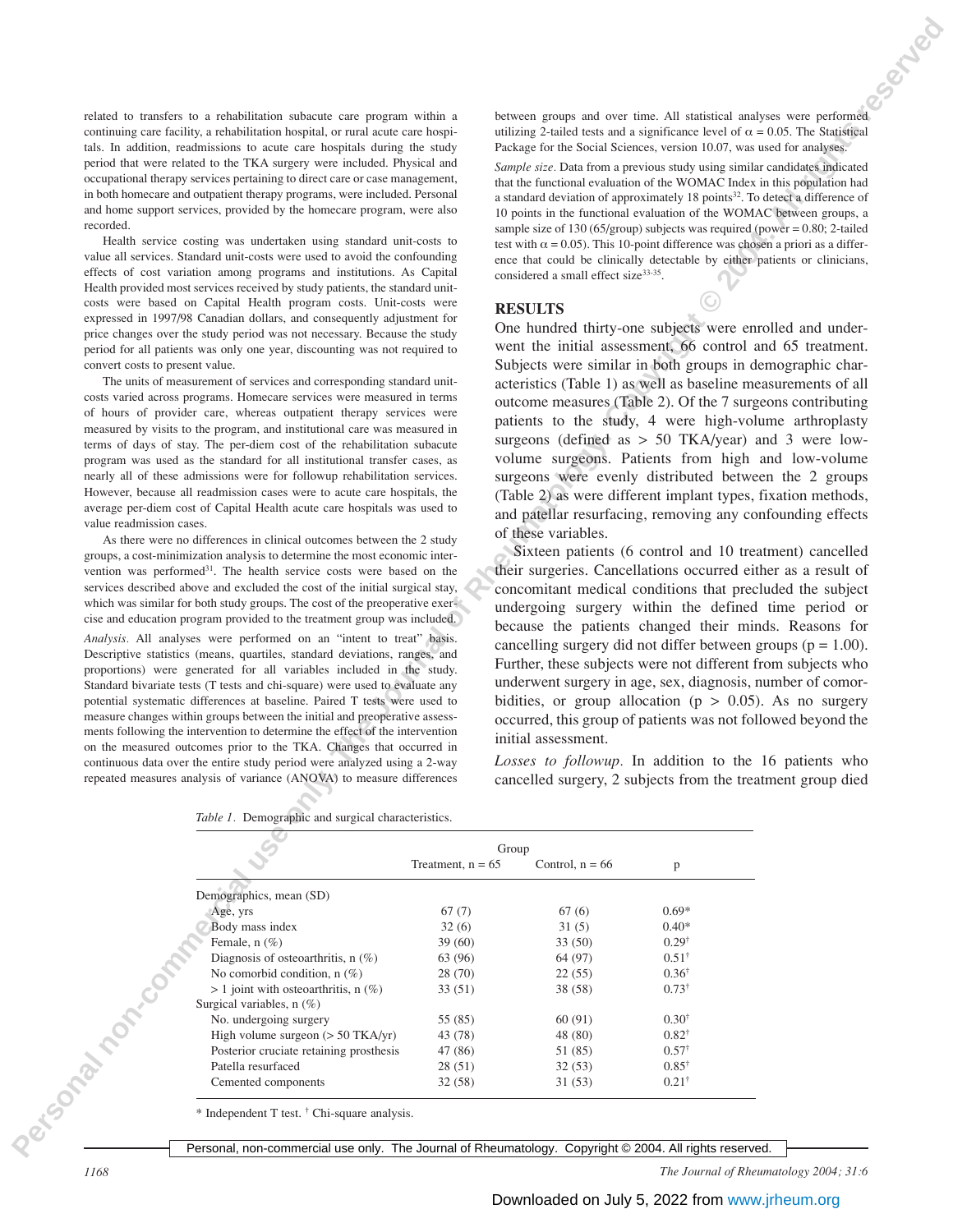related to transfers to a rehabilitation subacute care program within a continuing care facility, a rehabilitation hospital, or rural acute care hospitals. In addition, readmissions to acute care hospitals during the study period that were related to the TKA surgery were included. Physical and occupational therapy services pertaining to direct care or case management, in both homecare and outpatient therapy programs, were included. Personal and home support services, provided by the homecare program, were also recorded.

Health service costing was undertaken using standard unit-costs to value all services. Standard unit-costs were used to avoid the confounding effects of cost variation among programs and institutions. As Capital Health provided most services received by study patients, the standard unit-costs were based on Capital Health program costs. Unit-costs were expressed in 1997/98 Canadian dollars, and consequently adjustment for price changes over the study period was not necessary. Because the study period for all patients was only one year, discounting was not required to convert costs to present value.

The units of measurement of services and corresponding standard unit-costs varied across programs. Homecare services were measured in terms of hours of provider care, whereas outpatient therapy services were measured by visits to the program, and institutional care was measured in terms of days of stay. The per-diem cost of the rehabilitation subacute program was used as the standard for all institutional transfer cases, as nearly all of these admissions were for followup rehabilitation services. However, because all readmission cases were to acute care hospitals, the average per-diem cost of Capital Health acute care hospitals was used to value readmission cases.

As there were no differences in clinical outcomes between the 2 study groups, a cost-minimization analysis to determine the most economic intervention was performed[31]. The health service costs were based on the services described above and excluded the cost of the initial surgical stay, which was similar for both study groups. The cost of the preoperative exercise and education program provided to the treatment group was included.

*Analysis.* All analyses were performed on an "intent to treat" basis. Descriptive statistics (means, quartiles, standard deviations, ranges, and proportions) were generated for all variables included in the study. Standard bivariate tests (T tests and chi-square) were used to evaluate any potential systematic differences at baseline. Paired T tests were used to measure changes within groups between the initial and preoperative assessments following the intervention to determine the effect of the intervention on the measured outcomes prior to the TKA. Changes that occurred in continuous data over the entire study period were analyzed using a 2-way repeated measures analysis of variance (ANOVA) to measure differences between groups and over time. All statistical analyses were performed utilizing 2-tailed tests and a significance level of $\alpha = 0.05$. The Statistical Package for the Social Sciences, version 10.07, was used for analyses.

*Sample size.* Data from a previous study using similar candidates indicated that the functional evaluation of the WOMAC Index in this population had a standard deviation of approximately 18 points[32]. To detect a difference of 10 points in the functional evaluation of the WOMAC between groups, a sample size of 130 (65/group) subjects was required (power = 0.80; 2-tailed test with $\alpha = 0.05$). This 10-point difference was chosen a priori as a difference that could be clinically detectable by either patients or clinicians, considered a small effect size[33-35].

## RESULTS

One hundred thirty-one subjects were enrolled and underwent the initial assessment, 66 control and 65 treatment. Subjects were similar in both groups in demographic characteristics (Table 1) as well as baseline measurements of all outcome measures (Table 2). Of the 7 surgeons contributing patients to the study, 4 were high-volume arthroplasty surgeons (defined as > 50 TKA/year) and 3 were low-volume surgeons. Patients from high and low-volume surgeons were evenly distributed between the 2 groups (Table 2) as were different implant types, fixation methods, and patellar resurfacing, removing any confounding effects of these variables.

Sixteen patients (6 control and 10 treatment) cancelled their surgeries. Cancellations occurred either as a result of concomitant medical conditions that precluded the subject undergoing surgery within the defined time period or because the patients changed their minds. Reasons for cancelling surgery did not differ between groups (p = 1.00). Further, these subjects were not different from subjects who underwent surgery in age, sex, diagnosis, number of comorbidities, or group allocation (p > 0.05). As no surgery occurred, this group of patients was not followed beyond the initial assessment.

*Losses to followup.* In addition to the 16 patients who cancelled surgery, 2 subjects from the treatment group died

*Table 1.* Demographic and surgical characteristics.

| | Group | | |
|---|---|---|---|
| | Treatment, n = 65 | Control, n = 66 | p |
| Demographics, mean (SD) | | | |
| Age, yrs | 67 (7) | 67 (6) | 0.69* |
| Body mass index | 32 (6) | 31 (5) | 0.40* |
| Female, n (%) | 39 (60) | 33 (50) | 0.29† |
| Diagnosis of osteoarthritis, n (%) | 63 (96) | 64 (97) | 0.51† |
| No comorbid condition, n (%) | 28 (70) | 22 (55) | 0.36† |
| > 1 joint with osteoarthritis, n (%) | 33 (51) | 38 (58) | 0.73† |
| Surgical variables, n (%) | | | |
| No. undergoing surgery | 55 (85) | 60 (91) | 0.30† |
| High volume surgeon (> 50 TKA/yr) | 43 (78) | 48 (80) | 0.82† |
| Posterior cruciate retaining prosthesis | 47 (86) | 51 (85) | 0.57† |
| Patella resurfaced | 28 (51) | 32 (53) | 0.85† |
| Cemented components | 32 (58) | 31 (53) | 0.21† |

\* Independent T test. † Chi-square analysis.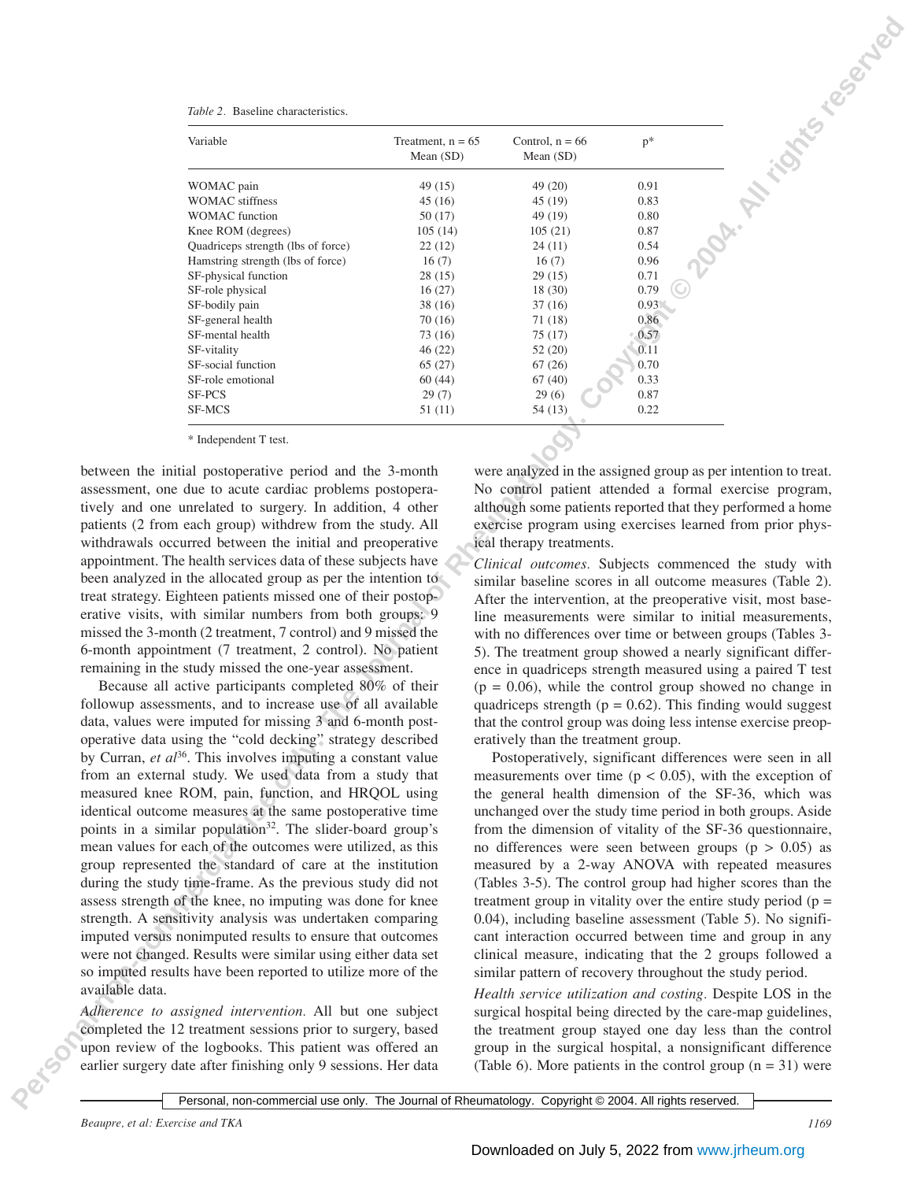Table 2. Baseline characteristics.

| Variable | Treatment, n = 65 Mean (SD) | Control, n = 66 Mean (SD) | p* |
|---|---|---|---|
| WOMAC pain | 49 (15) | 49 (20) | 0.91 |
| WOMAC stiffness | 45 (16) | 45 (19) | 0.83 |
| WOMAC function | 50 (17) | 49 (19) | 0.80 |
| Knee ROM (degrees) | 105 (14) | 105 (21) | 0.87 |
| Quadriceps strength (lbs of force) | 22 (12) | 24 (11) | 0.54 |
| Hamstring strength (lbs of force) | 16 (7) | 16 (7) | 0.96 |
| SF-physical function | 28 (15) | 29 (15) | 0.71 |
| SF-role physical | 16 (27) | 18 (30) | 0.79 |
| SF-bodily pain | 38 (16) | 37 (16) | 0.93 |
| SF-general health | 70 (16) | 71 (18) | 0.86 |
| SF-mental health | 73 (16) | 75 (17) | 0.57 |
| SF-vitality | 46 (22) | 52 (20) | 0.11 |
| SF-social function | 65 (27) | 67 (26) | 0.70 |
| SF-role emotional | 60 (44) | 67 (40) | 0.33 |
| SF-PCS | 29 (7) | 29 (6) | 0.87 |
| SF-MCS | 51 (11) | 54 (13) | 0.22 |

* Independent T test.

between the initial postoperative period and the 3-month assessment, one due to acute cardiac problems postoperatively and one unrelated to surgery. In addition, 4 other patients (2 from each group) withdrew from the study. All withdrawals occurred between the initial and preoperative appointment. The health services data of these subjects have been analyzed in the allocated group as per the intention to treat strategy. Eighteen patients missed one of their postoperative visits, with similar numbers from both groups: 9 missed the 3-month (2 treatment, 7 control) and 9 missed the 6-month appointment (7 treatment, 2 control). No patient remaining in the study missed the one-year assessment.

Because all active participants completed 80% of their followup assessments, and to increase use of all available data, values were imputed for missing 3 and 6-month postoperative data using the "cold decking" strategy described by Curran, *et al*[36]. This involves imputing a constant value from an external study. We used data from a study that measured knee ROM, pain, function, and HRQOL using identical outcome measures at the same postoperative time points in a similar population[32]. The slider-board group's mean values for each of the outcomes were utilized, as this group represented the standard of care at the institution during the study time-frame. As the previous study did not assess strength of the knee, no imputing was done for knee strength. A sensitivity analysis was undertaken comparing imputed versus nonimputed results to ensure that outcomes were not changed. Results were similar using either data set so imputed results have been reported to utilize more of the available data.

*Adherence to assigned intervention.* All but one subject completed the 12 treatment sessions prior to surgery, based upon review of the logbooks. This patient was offered an earlier surgery date after finishing only 9 sessions. Her data were analyzed in the assigned group as per intention to treat. No control patient attended a formal exercise program, although some patients reported that they performed a home exercise program using exercises learned from prior physical therapy treatments.

*Clinical outcomes.* Subjects commenced the study with similar baseline scores in all outcome measures (Table 2). After the intervention, at the preoperative visit, most baseline measurements were similar to initial measurements, with no differences over time or between groups (Tables 3-5). The treatment group showed a nearly significant difference in quadriceps strength measured using a paired T test ($p = 0.06$), while the control group showed no change in quadriceps strength ($p = 0.62$). This finding would suggest that the control group was doing less intense exercise preoperatively than the treatment group.

Postoperatively, significant differences were seen in all measurements over time ($p < 0.05$), with the exception of the general health dimension of the SF-36, which was unchanged over the study time period in both groups. Aside from the dimension of vitality of the SF-36 questionnaire, no differences were seen between groups ($p > 0.05$) as measured by a 2-way ANOVA with repeated measures (Tables 3-5). The control group had higher scores than the treatment group in vitality over the entire study period ($p = 0.04$), including baseline assessment (Table 5). No significant interaction occurred between time and group in any clinical measure, indicating that the 2 groups followed a similar pattern of recovery throughout the study period.

*Health service utilization and costing.* Despite LOS in the surgical hospital being directed by the care-map guidelines, the treatment group stayed one day less than the control group in the surgical hospital, a nonsignificant difference (Table 6). More patients in the control group (n = 31) were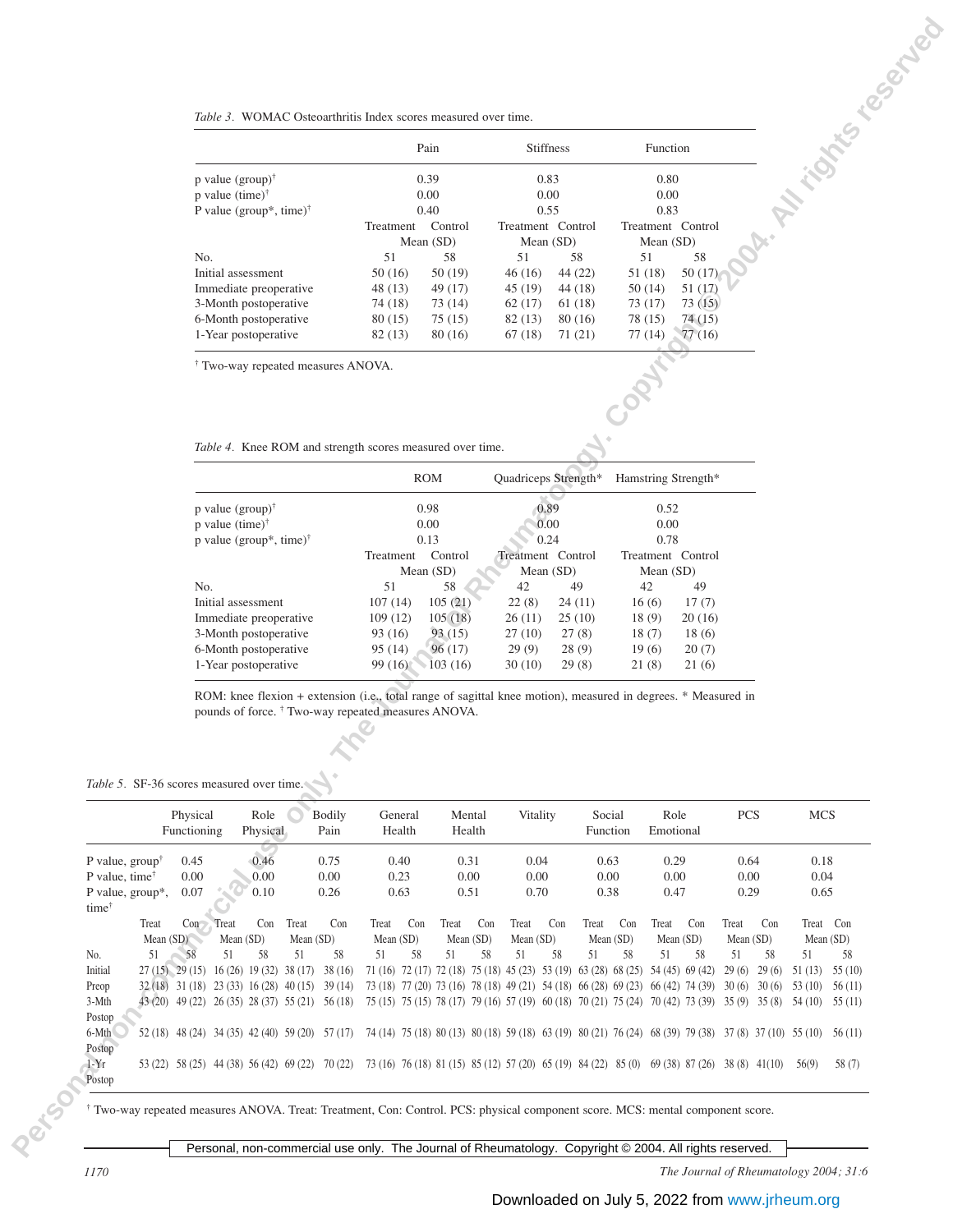*Table 3.* WOMAC Osteoarthritis Index scores measured over time.

| | Pain | | Stiffness | | Function | |
|---|---|---|---|---|---|---|
| p value (group)† | 0.39 | | 0.83 | | 0.80 | |
| p value (time)† | 0.00 | | 0.00 | | 0.00 | |
| P value (group*, time)† | 0.40 | | 0.55 | | 0.83 | |
| | Treatment | Control | Treatment | Control | Treatment | Control |
| | Mean (SD) | | Mean (SD) | | Mean (SD) | |
| No. | 51 | 58 | 51 | 58 | 51 | 58 |
| Initial assessment | 50 (16) | 50 (19) | 46 (16) | 44 (22) | 51 (18) | 50 (17) |
| Immediate preoperative | 48 (13) | 49 (17) | 45 (19) | 44 (18) | 50 (14) | 51 (17) |
| 3-Month postoperative | 74 (18) | 73 (14) | 62 (17) | 61 (18) | 73 (17) | 73 (15) |
| 6-Month postoperative | 80 (15) | 75 (15) | 82 (13) | 80 (16) | 78 (15) | 74 (15) |
| 1-Year postoperative | 82 (13) | 80 (16) | 67 (18) | 71 (21) | 77 (14) | 77 (16) |

† Two-way repeated measures ANOVA.

*Table 4.* Knee ROM and strength scores measured over time.

| | ROM | | Quadriceps Strength* | | Hamstring Strength* | |
|---|---|---|---|---|---|---|
| p value (group)† | 0.98 | | 0.89 | | 0.52 | |
| p value (time)† | 0.00 | | 0.00 | | 0.00 | |
| p value (group*, time)† | 0.13 | | 0.24 | | 0.78 | |
| | Treatment | Control | Treatment | Control | Treatment | Control |
| | Mean (SD) | | Mean (SD) | | Mean (SD) | |
| No. | 51 | 58 | 42 | 49 | 42 | 49 |
| Initial assessment | 107 (14) | 105 (21) | 22 (8) | 24 (11) | 16 (6) | 17 (7) |
| Immediate preoperative | 109 (12) | 105 (18) | 26 (11) | 25 (10) | 18 (9) | 20 (16) |
| 3-Month postoperative | 93 (16) | 93 (15) | 27 (10) | 27 (8) | 18 (7) | 18 (6) |
| 6-Month postoperative | 95 (14) | 96 (17) | 29 (9) | 28 (9) | 19 (6) | 20 (7) |
| 1-Year postoperative | 99 (16) | 103 (16) | 30 (10) | 29 (8) | 21 (8) | 21 (6) |

ROM: knee flexion + extension (i.e., total range of sagittal knee motion), measured in degrees. * Measured in pounds of force. † Two-way repeated measures ANOVA.

*Table 5.* SF-36 scores measured over time.

| | Physical Functioning | | Role Physical | | Bodily Pain | | General Health | | Mental Health | | Vitality | | Social Function | | Role Emotional | | PCS | | MCS | |
|---|---|---|---|---|---|---|---|---|---|---|---|---|---|---|---|---|---|---|---|---|
| P value, group† | 0.45 | | 0.46 | | 0.75 | | 0.40 | | 0.31 | | 0.04 | | 0.63 | | 0.29 | | 0.64 | | 0.18 | |
| P value, time† | 0.00 | | 0.00 | | 0.00 | | 0.23 | | 0.00 | | 0.00 | | 0.00 | | 0.00 | | 0.00 | | 0.04 | |
| P value, group*, time† | 0.07 | | 0.10 | | 0.26 | | 0.63 | | 0.51 | | 0.70 | | 0.38 | | 0.47 | | 0.29 | | 0.65 | |
| | Treat | Con | Treat | Con | Treat | Con | Treat | Con | Treat | Con | Treat | Con | Treat | Con | Treat | Con | Treat | Con | Treat | Con |
| | Mean (SD) | | Mean (SD) | | Mean (SD) | | Mean (SD) | | Mean (SD) | | Mean (SD) | | Mean (SD) | | Mean (SD) | | Mean (SD) | | Mean (SD) | |
| No. | 51 | 58 | 51 | 58 | 51 | 58 | 51 | 58 | 51 | 58 | 51 | 58 | 51 | 58 | 51 | 58 | 51 | 58 | 51 | 58 |
| Initial | 27 (15) | 29 (15) | 16 (26) | 19 (32) | 38 (17) | 38 (16) | 71 (16) | 72 (17) | 72 (18) | 75 (18) | 45 (23) | 53 (19) | 63 (28) | 68 (25) | 54 (45) | 69 (42) | 29 (6) | 29 (6) | 51 (13) | 55 (10) |
| Preop | 32 (18) | 31 (18) | 23 (33) | 16 (28) | 40 (15) | 39 (14) | 73 (18) | 77 (20) | 73 (16) | 78 (18) | 49 (21) | 54 (18) | 66 (28) | 69 (23) | 66 (42) | 74 (39) | 30 (6) | 30 (6) | 53 (10) | 56 (11) |
| 3-Mth Postop | 43 (20) | 49 (22) | 26 (35) | 28 (37) | 55 (21) | 56 (18) | 75 (15) | 75 (15) | 78 (17) | 79 (16) | 57 (19) | 60 (18) | 70 (21) | 75 (24) | 70 (42) | 73 (39) | 35 (9) | 35 (8) | 54 (10) | 55 (11) |
| 6-Mth Postop | 52 (18) | 48 (24) | 34 (35) | 42 (40) | 59 (20) | 57 (17) | 74 (14) | 75 (18) | 80 (13) | 80 (18) | 59 (18) | 63 (19) | 80 (21) | 76 (24) | 68 (39) | 79 (38) | 37 (8) | 37 (10) | 55 (10) | 56 (11) |
| 1-Yr Postop | 53 (22) | 58 (25) | 44 (38) | 56 (42) | 69 (22) | 70 (22) | 73 (16) | 76 (18) | 81 (15) | 85 (12) | 57 (20) | 65 (19) | 84 (22) | 85 (0) | 69 (38) | 87 (26) | 38 (8) | 41(10) | 56(9) | 58 (7) |

† Two-way repeated measures ANOVA. Treat: Treatment, Con: Control. PCS: physical component score. MCS: mental component score.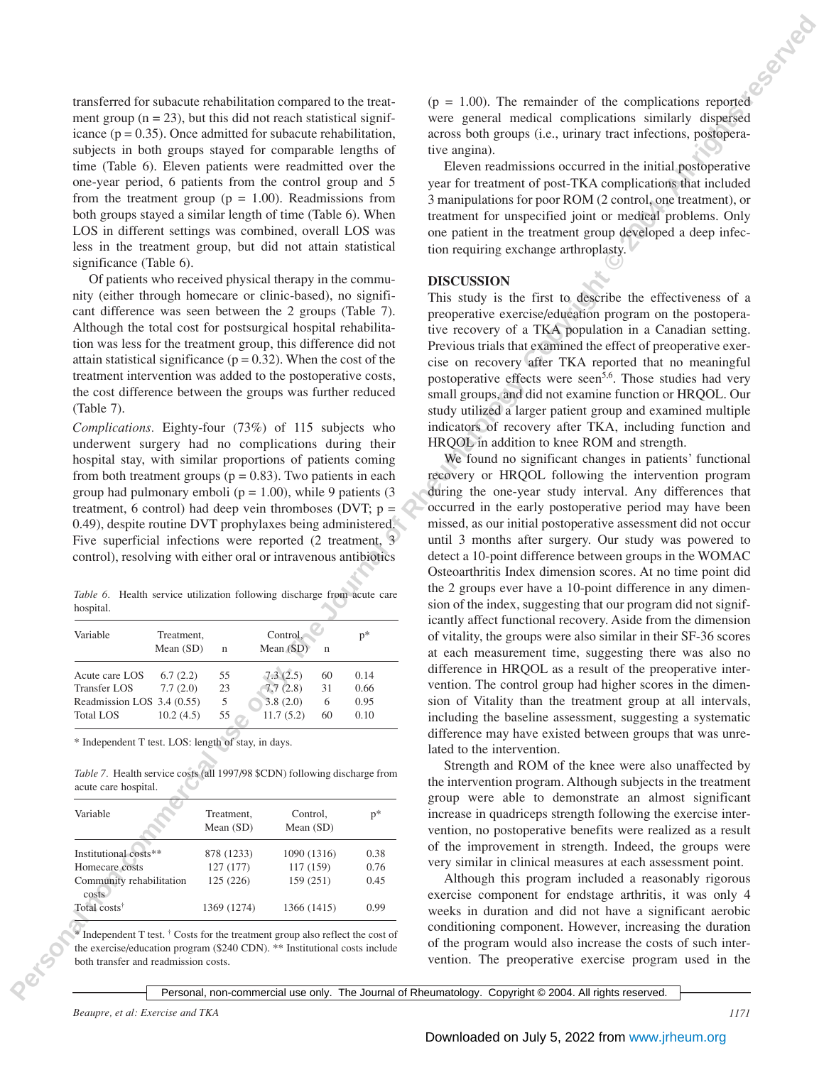transferred for subacute rehabilitation compared to the treatment group (n = 23), but this did not reach statistical significance (p = 0.35). Once admitted for subacute rehabilitation, subjects in both groups stayed for comparable lengths of time (Table 6). Eleven patients were readmitted over the one-year period, 6 patients from the control group and 5 from the treatment group (p = 1.00). Readmissions from both groups stayed a similar length of time (Table 6). When LOS in different settings was combined, overall LOS was less in the treatment group, but did not attain statistical significance (Table 6).

Of patients who received physical therapy in the community (either through homecare or clinic-based), no significant difference was seen between the 2 groups (Table 7). Although the total cost for postsurgical hospital rehabilitation was less for the treatment group, this difference did not attain statistical significance (p = 0.32). When the cost of the treatment intervention was added to the postoperative costs, the cost difference between the groups was further reduced (Table 7).

*Complications.* Eighty-four (73%) of 115 subjects who underwent surgery had no complications during their hospital stay, with similar proportions of patients coming from both treatment groups (p = 0.83). Two patients in each group had pulmonary emboli (p = 1.00), while 9 patients (3 treatment, 6 control) had deep vein thromboses (DVT; p = 0.49), despite routine DVT prophylaxes being administered. Five superficial infections were reported (2 treatment, 3 control), resolving with either oral or intravenous antibiotics (p = 1.00). The remainder of the complications reported were general medical complications similarly dispersed across both groups (i.e., urinary tract infections, postoperative angina).

Eleven readmissions occurred in the initial postoperative year for treatment of post-TKA complications that included 3 manipulations for poor ROM (2 control, one treatment), or treatment for unspecified joint or medical problems. Only one patient in the treatment group developed a deep infection requiring exchange arthroplasty.

*Table 6.* Health service utilization following discharge from acute care hospital.

| Variable | Treatment, Mean (SD) | n | Control, Mean (SD) | n | p* |
|---|---|---|---|---|---|
| Acute care LOS | 6.7 (2.2) | 55 | 7.3 (2.5) | 60 | 0.14 |
| Transfer LOS | 7.7 (2.0) | 23 | 7.7 (2.8) | 31 | 0.66 |
| Readmission LOS | 3.4 (0.55) | 5 | 3.8 (2.0) | 6 | 0.95 |
| Total LOS | 10.2 (4.5) | 55 | 11.7 (5.2) | 60 | 0.10 |

\* Independent T test. LOS: length of stay, in days.

*Table 7.* Health service costs (all 1997/98 $CDN) following discharge from acute care hospital.

| Variable | Treatment, Mean (SD) | Control, Mean (SD) | p* |
|---|---|---|---|
| Institutional costs** | 878 (1233) | 1090 (1316) | 0.38 |
| Homecare costs | 127 (177) | 117 (159) | 0.76 |
| Community rehabilitation costs | 125 (226) | 159 (251) | 0.45 |
| Total costs† | 1369 (1274) | 1366 (1415) | 0.99 |

\* Independent T test. † Costs for the treatment group also reflect the cost of the exercise/education program ($240 CDN). ** Institutional costs include both transfer and readmission costs.

## DISCUSSION

This study is the first to describe the effectiveness of a preoperative exercise/education program on the postoperative recovery of a TKA population in a Canadian setting. Previous trials that examined the effect of preoperative exercise on recovery after TKA reported that no meaningful postoperative effects were seen[5,6]. Those studies had very small groups, and did not examine function or HRQOL. Our study utilized a larger patient group and examined multiple indicators of recovery after TKA, including function and HRQOL in addition to knee ROM and strength.

We found no significant changes in patients' functional recovery or HRQOL following the intervention program during the one-year study interval. Any differences that occurred in the early postoperative period may have been missed, as our initial postoperative assessment did not occur until 3 months after surgery. Our study was powered to detect a 10-point difference between groups in the WOMAC Osteoarthritis Index dimension scores. At no time point did the 2 groups ever have a 10-point difference in any dimension of the index, suggesting that our program did not significantly affect functional recovery. Aside from the dimension of vitality, the groups were also similar in their SF-36 scores at each measurement time, suggesting there was also no difference in HRQOL as a result of the preoperative intervention. The control group had higher scores in the dimension of Vitality than the treatment group at all intervals, including the baseline assessment, suggesting a systematic difference may have existed between groups that was unrelated to the intervention.

Strength and ROM of the knee were also unaffected by the intervention program. Although subjects in the treatment group were able to demonstrate an almost significant increase in quadriceps strength following the exercise intervention, no postoperative benefits were realized as a result of the improvement in strength. Indeed, the groups were very similar in clinical measures at each assessment point.

Although this program included a reasonably rigorous exercise component for endstage arthritis, it was only 4 weeks in duration and did not have a significant aerobic conditioning component. However, increasing the duration of the program would also increase the costs of such intervention. The preoperative exercise program used in the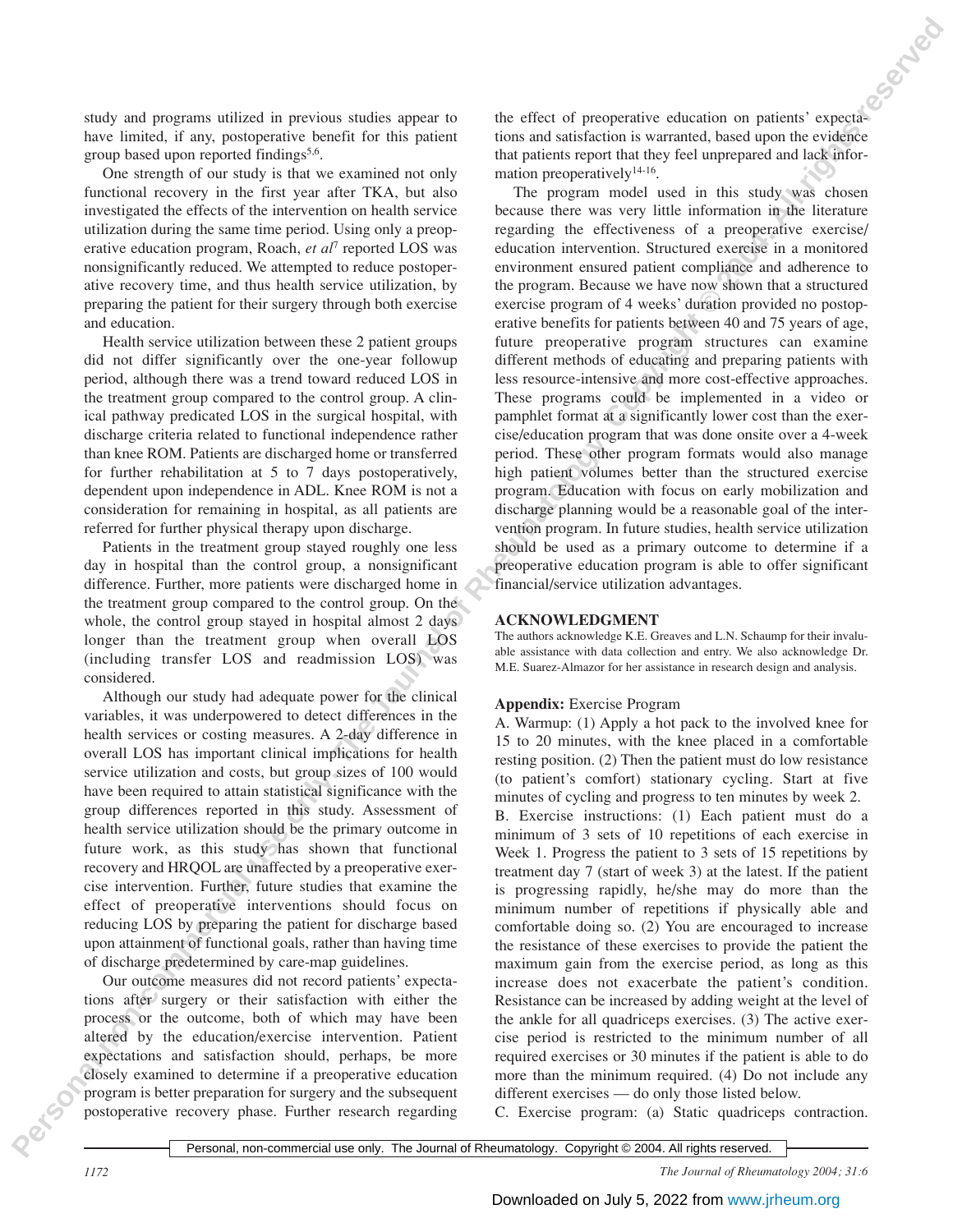study and programs utilized in previous studies appear to have limited, if any, postoperative benefit for this patient group based upon reported findings[5,6].

One strength of our study is that we examined not only functional recovery in the first year after TKA, but also investigated the effects of the intervention on health service utilization during the same time period. Using only a preoperative education program, Roach, *et al*[7] reported LOS was nonsignificantly reduced. We attempted to reduce postoperative recovery time, and thus health service utilization, by preparing the patient for their surgery through both exercise and education.

Health service utilization between these 2 patient groups did not differ significantly over the one-year followup period, although there was a trend toward reduced LOS in the treatment group compared to the control group. A clinical pathway predicated LOS in the surgical hospital, with discharge criteria related to functional independence rather than knee ROM. Patients are discharged home or transferred for further rehabilitation at 5 to 7 days postoperatively, dependent upon independence in ADL. Knee ROM is not a consideration for remaining in hospital, as all patients are referred for further physical therapy upon discharge.

Patients in the treatment group stayed roughly one less day in hospital than the control group, a nonsignificant difference. Further, more patients were discharged home in the treatment group compared to the control group. On the whole, the control group stayed in hospital almost 2 days longer than the treatment group when overall LOS (including transfer LOS and readmission LOS) was considered.

Although our study had adequate power for the clinical variables, it was underpowered to detect differences in the health services or costing measures. A 2-day difference in overall LOS has important clinical implications for health service utilization and costs, but group sizes of 100 would have been required to attain statistical significance with the group differences reported in this study. Assessment of health service utilization should be the primary outcome in future work, as this study has shown that functional recovery and HRQOL are unaffected by a preoperative exercise intervention. Further, future studies that examine the effect of preoperative interventions should focus on reducing LOS by preparing the patient for discharge based upon attainment of functional goals, rather than having time of discharge predetermined by care-map guidelines.

Our outcome measures did not record patients' expectations after surgery or their satisfaction with either the process or the outcome, both of which may have been altered by the education/exercise intervention. Patient expectations and satisfaction should, perhaps, be more closely examined to determine if a preoperative education program is better preparation for surgery and the subsequent postoperative recovery phase. Further research regarding the effect of preoperative education on patients' expectations and satisfaction is warranted, based upon the evidence that patients report that they feel unprepared and lack information preoperatively[14-16].

The program model used in this study was chosen because there was very little information in the literature regarding the effectiveness of a preoperative exercise/education intervention. Structured exercise in a monitored environment ensured patient compliance and adherence to the program. Because we have now shown that a structured exercise program of 4 weeks' duration provided no postoperative benefits for patients between 40 and 75 years of age, future preoperative program structures can examine different methods of educating and preparing patients with less resource-intensive and more cost-effective approaches. These programs could be implemented in a video or pamphlet format at a significantly lower cost than the exercise/education program that was done onsite over a 4-week period. These other program formats would also manage high patient volumes better than the structured exercise program. Education with focus on early mobilization and discharge planning would be a reasonable goal of the intervention program. In future studies, health service utilization should be used as a primary outcome to determine if a preoperative education program is able to offer significant financial/service utilization advantages.

## ACKNOWLEDGMENT

The authors acknowledge K.E. Greaves and L.N. Schaump for their invaluable assistance with data collection and entry. We also acknowledge Dr. M.E. Suarez-Almazor for her assistance in research design and analysis.

**Appendix:** Exercise Program

A. Warmup: (1) Apply a hot pack to the involved knee for 15 to 20 minutes, with the knee placed in a comfortable resting position. (2) Then the patient must do low resistance (to patient's comfort) stationary cycling. Start at five minutes of cycling and progress to ten minutes by week 2.

B. Exercise instructions: (1) Each patient must do a minimum of 3 sets of 10 repetitions of each exercise in Week 1. Progress the patient to 3 sets of 15 repetitions by treatment day 7 (start of week 3) at the latest. If the patient is progressing rapidly, he/she may do more than the minimum number of repetitions if physically able and comfortable doing so. (2) You are encouraged to increase the resistance of these exercises to provide the patient the maximum gain from the exercise period, as long as this increase does not exacerbate the patient's condition. Resistance can be increased by adding weight at the level of the ankle for all quadriceps exercises. (3) The active exercise period is restricted to the minimum number of all required exercises or 30 minutes if the patient is able to do more than the minimum required. (4) Do not include any different exercises — do only those listed below.

C. Exercise program: (a) Static quadriceps contraction.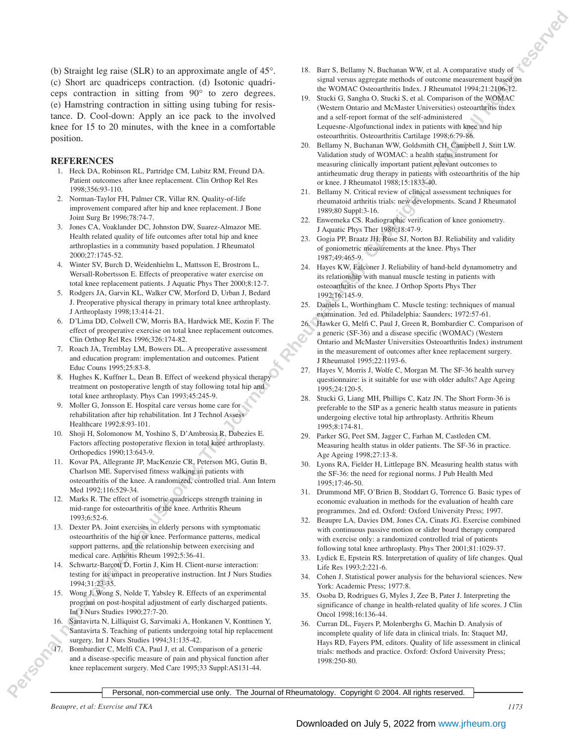(b) Straight leg raise (SLR) to an approximate angle of 45°. (c) Short arc quadriceps contraction. (d) Isotonic quadriceps contraction in sitting from 90° to zero degrees. (e) Hamstring contraction in sitting using tubing for resistance. D. Cool-down: Apply an ice pack to the involved knee for 15 to 20 minutes, with the knee in a comfortable position.

## REFERENCES

1. Heck DA, Robinson RL, Partridge CM, Lubitz RM, Freund DA. Patient outcomes after knee replacement. Clin Orthop Rel Res 1998;356:93-110.
2. Norman-Taylor FH, Palmer CR, Villar RN. Quality-of-life improvement compared after hip and knee replacement. J Bone Joint Surg Br 1996;78:74-7.
3. Jones CA, Voaklander DC, Johnston DW, Suarez-Almazor ME. Health related quality of life outcomes after total hip and knee arthroplasties in a community based population. J Rheumatol 2000;27:1745-52.
4. Winter SV, Burch D, Weidenhielm L, Mattsson E, Brostrom L, Wersall-Robertsson E. Effects of preoperative water exercise on total knee replacement patients. J Aquatic Phys Ther 2000;8:12-7.
5. Rodgers JA, Garvin KL, Walker CW, Morford D, Urban J, Bedard J. Preoperative physical therapy in primary total knee arthroplasty. J Arthroplasty 1998;13:414-21.
6. D'Lima DD, Colwell CW, Morris BA, Hardwick ME, Kozin F. The effect of preoperative exercise on total knee replacement outcomes. Clin Orthop Rel Res 1996;326:174-82.
7. Roach JA, Tremblay LM, Bowers DL. A preoperative assessment and education program: implementation and outcomes. Patient Educ Couns 1995;25:83-8.
8. Hughes K, Kuffner L, Dean B. Effect of weekend physical therapy treatment on postoperative length of stay following total hip and total knee arthroplasty. Phys Can 1993;45:245-9.
9. Moller G, Jonsson E. Hospital care versus home care for rehabilitation after hip rehabilitation. Int J Technol Assess Healthcare 1992;8:93-101.
10. Shoji H, Solomonow M, Yoshino S, D'Ambrosia R, Dabezies E. Factors affecting postoperative flexion in total knee arthroplasty. Orthopedics 1990;13:643-9.
11. Kovar PA, Allegrante JP, MacKenzie CR, Peterson MG, Gutin B, Charlson ME. Supervised fitness walking in patients with osteoarthritis of the knee. A randomized, controlled trial. Ann Intern Med 1992;116:529-34.
12. Marks R. The effect of isometric quadriceps strength training in mid-range for osteoarthritis of the knee. Arthritis Rheum 1993;6:52-6.
13. Dexter PA. Joint exercises in elderly persons with symptomatic osteoarthritis of the hip or knee. Performance patterns, medical support patterns, and the relationship between exercising and medical care. Arthritis Rheum 1992;5:36-41.
14. Schwartz-Barcott D, Fortin J, Kim H. Client-nurse interaction: testing for its impact in preoperative instruction. Int J Nurs Studies 1994;31:23-35.
15. Wong J, Wong S, Nolde T, Yabsley R. Effects of an experimental program on post-hospital adjustment of early discharged patients. Int J Nurs Studies 1990;27:7-20.
16. Santavirta N, Lilliquist G, Sarvimaki A, Honkanen V, Konttinen Y, Santavirta S. Teaching of patients undergoing total hip replacement surgery. Int J Nurs Studies 1994;31:135-42.
17. Bombardier C, Melfi CA, Paul J, et al. Comparison of a generic and a disease-specific measure of pain and physical function after knee replacement surgery. Med Care 1995;33 Suppl:AS131-44.
18. Barr S, Bellamy N, Buchanan WW, et al. A comparative study of signal versus aggregate methods of outcome measurement based on the WOMAC Osteoarthritis Index. J Rheumatol 1994;21:2106-12.
19. Stucki G, Sangha O, Stucki S, et al. Comparison of the WOMAC (Western Ontario and McMaster Universities) osteoarthritis index and a self-report format of the self-administered Lequesne-Algofunctional index in patients with knee and hip osteoarthritis. Osteoarthritis Cartilage 1998;6:79-86.
20. Bellamy N, Buchanan WW, Goldsmith CH, Campbell J, Stitt LW. Validation study of WOMAC: a health status instrument for measuring clinically important patient relevant outcomes to antirheumatic drug therapy in patients with osteoarthritis of the hip or knee. J Rheumatol 1988;15:1833-40.
21. Bellamy N. Critical review of clinical assessment techniques for rheumatoid arthritis trials: new developments. Scand J Rheumatol 1989;80 Suppl:3-16.
22. Enwemeka CS. Radiographic verification of knee goniometry. J Aquatic Phys Ther 1986;18:47-9.
23. Gogia PP, Braatz JH, Rose SJ, Norton BJ. Reliability and validity of goniometric measurements at the knee. Phys Ther 1987;49:465-9.
24. Hayes KW, Falconer J. Reliability of hand-held dynamometry and its relationship with manual muscle testing in patients with osteoarthritis of the knee. J Orthop Sports Phys Ther 1992;16:145-9.
25. Daniels L, Worthingham C. Muscle testing: techniques of manual examination. 3rd ed. Philadelphia: Saunders; 1972:57-61.
26. Hawker G, Melfi C, Paul J, Green R, Bombardier C. Comparison of a generic (SF-36) and a disease specific (WOMAC) (Western Ontario and McMaster Universities Osteoarthritis Index) instrument in the measurement of outcomes after knee replacement surgery. J Rheumatol 1995;22:1193-6.
27. Hayes V, Morris J, Wolfe C, Morgan M. The SF-36 health survey questionnaire: is it suitable for use with older adults? Age Ageing 1995;24:120-5.
28. Stucki G, Liang MH, Phillips C, Katz JN. The Short Form-36 is preferable to the SIP as a generic health status measure in patients undergoing elective total hip arthroplasty. Arthritis Rheum 1995;8:174-81.
29. Parker SG, Peet SM, Jagger C, Farhan M, Castleden CM. Measuring health status in older patients. The SF-36 in practice. Age Ageing 1998;27:13-8.
30. Lyons RA, Fielder H, Littlepage BN. Measuring health status with the SF-36: the need for regional norms. J Pub Health Med 1995;17:46-50.
31. Drummond MF, O'Brien B, Stoddart G, Torrence G. Basic types of economic evaluation in methods for the evaluation of health care programmes. 2nd ed. Oxford: Oxford University Press; 1997.
32. Beaupre LA, Davies DM, Jones CA, Cinats JG. Exercise combined with continuous passive motion or slider board therapy compared with exercise only: a randomized controlled trial of patients following total knee arthroplasty. Phys Ther 2001;81:1029-37.
33. Lydick E, Epstein RS. Interpretation of quality of life changes. Qual Life Res 1993;2:221-6.
34. Cohen J. Statistical power analysis for the behavioral sciences. New York: Academic Press; 1977:8.
35. Osoba D, Rodrigues G, Myles J, Zee B, Pater J. Interpreting the significance of change in health-related quality of life scores. J Clin Oncol 1998;16:136-44.
36. Curran DL, Fayers P, Molenberghs G, Machin D. Analysis of incomplete quality of life data in clinical trials. In: Staquet MJ, Hays RD, Fayers PM, editors. Quality of life assessment in clinical trials: methods and practice. Oxford: Oxford University Press; 1998:250-80.